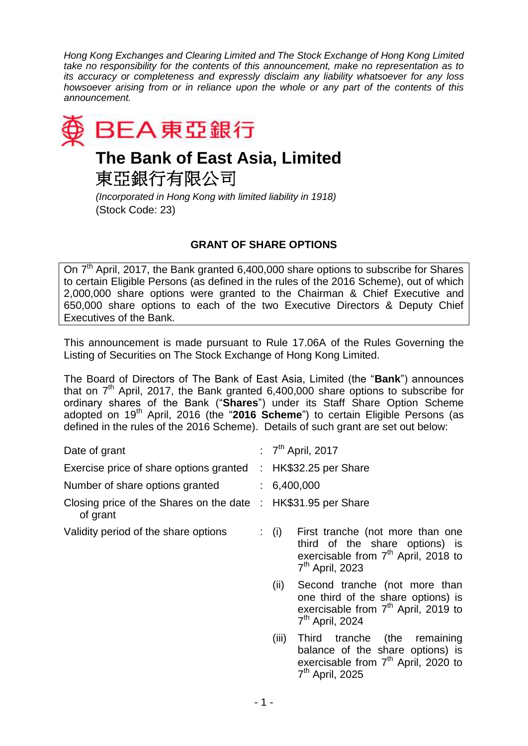*Hong Kong Exchanges and Clearing Limited and The Stock Exchange of Hong Kong Limited take no responsibility for the contents of this announcement, make no representation as to its accuracy or completeness and expressly disclaim any liability whatsoever for any loss howsoever arising from or in reliance upon the whole or any part of the contents of this announcement.*

BEA 東亞銀行

# The Bank of East Asia, Limited
# 東亞銀行有限公司

*(Incorporated in Hong Kong with limited liability in 1918)*
(Stock Code: 23)

## GRANT OF SHARE OPTIONS

On 7th April, 2017, the Bank granted 6,400,000 share options to subscribe for Shares to certain Eligible Persons (as defined in the rules of the 2016 Scheme), out of which 2,000,000 share options were granted to the Chairman & Chief Executive and 650,000 share options to each of the two Executive Directors & Deputy Chief Executives of the Bank.

This announcement is made pursuant to Rule 17.06A of the Rules Governing the Listing of Securities on The Stock Exchange of Hong Kong Limited.

The Board of Directors of The Bank of East Asia, Limited (the "**Bank**") announces that on 7th April, 2017, the Bank granted 6,400,000 share options to subscribe for ordinary shares of the Bank ("**Shares**") under its Staff Share Option Scheme adopted on 19th April, 2016 (the "**2016 Scheme**") to certain Eligible Persons (as defined in the rules of the 2016 Scheme). Details of such grant are set out below:

| | | |
|---|---|---|
| Date of grant | : | 7th April, 2017 |
| Exercise price of share options granted | : | HK$32.25 per Share |
| Number of share options granted | : | 6,400,000 |
| Closing price of the Shares on the date of grant | : | HK$31.95 per Share |
| Validity period of the share options | : | (i) First tranche (not more than one third of the share options) is exercisable from 7th April, 2018 to 7th April, 2023 |
| | | (ii) Second tranche (not more than one third of the share options) is exercisable from 7th April, 2019 to 7th April, 2024 |
| | | (iii) Third tranche (the remaining balance of the share options) is exercisable from 7th April, 2020 to 7th April, 2025 |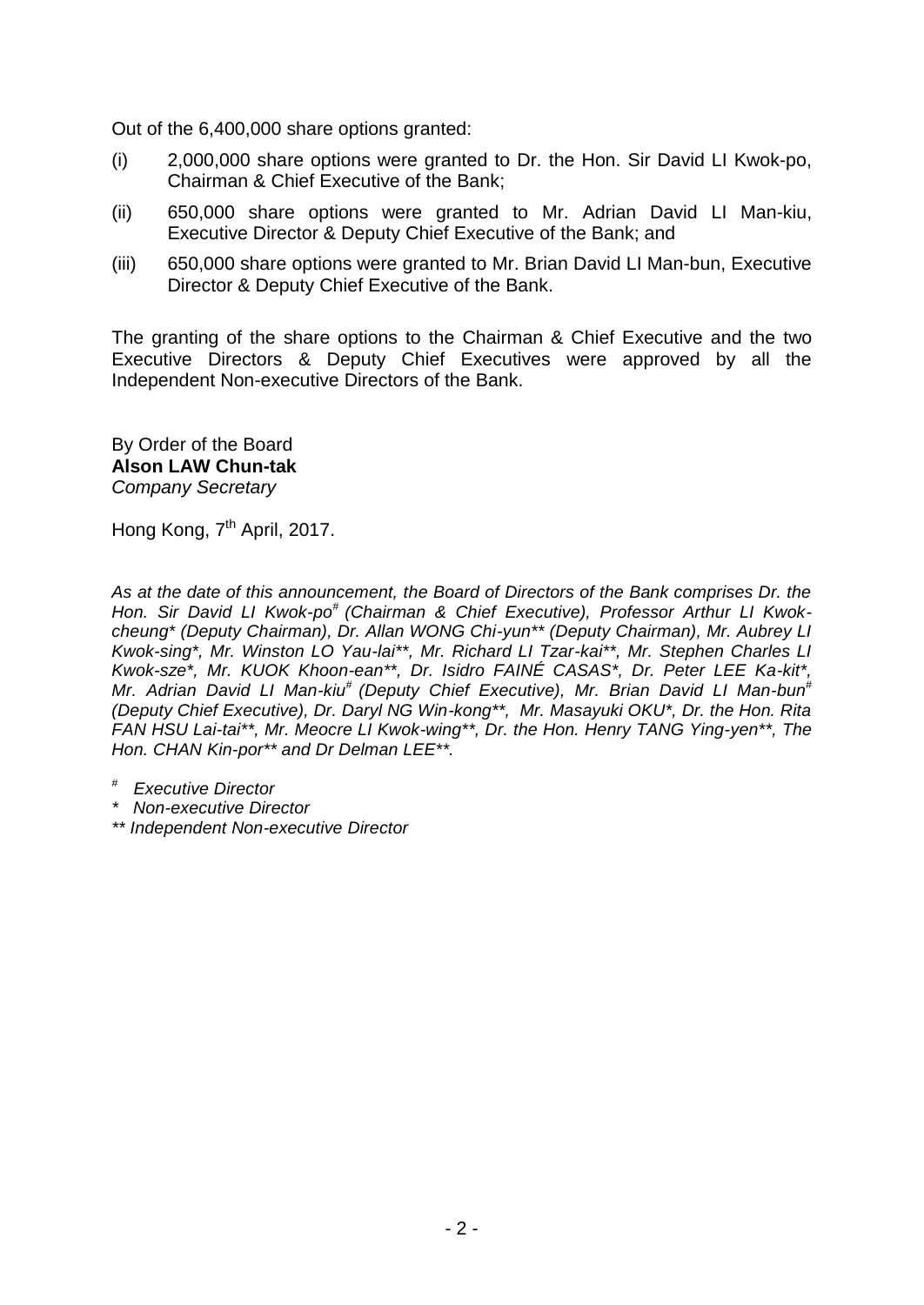Out of the 6,400,000 share options granted:

(i) 2,000,000 share options were granted to Dr. the Hon. Sir David LI Kwok-po, Chairman & Chief Executive of the Bank;

(ii) 650,000 share options were granted to Mr. Adrian David LI Man-kiu, Executive Director & Deputy Chief Executive of the Bank; and

(iii) 650,000 share options were granted to Mr. Brian David LI Man-bun, Executive Director & Deputy Chief Executive of the Bank.

The granting of the share options to the Chairman & Chief Executive and the two Executive Directors & Deputy Chief Executives were approved by all the Independent Non-executive Directors of the Bank.

By Order of the Board
**Alson LAW Chun-tak**
*Company Secretary*

Hong Kong, 7th April, 2017.

*As at the date of this announcement, the Board of Directors of the Bank comprises Dr. the Hon. Sir David LI Kwok-po# (Chairman & Chief Executive), Professor Arthur LI Kwok-cheung* (Deputy Chairman), Dr. Allan WONG Chi-yun** (Deputy Chairman), Mr. Aubrey LI Kwok-sing*, Mr. Winston LO Yau-lai**, Mr. Richard LI Tzar-kai**, Mr. Stephen Charles LI Kwok-sze*, Mr. KUOK Khoon-ean**, Dr. Isidro FAINÉ CASAS*, Dr. Peter LEE Ka-kit*, Mr. Adrian David LI Man-kiu# (Deputy Chief Executive), Mr. Brian David LI Man-bun# (Deputy Chief Executive), Dr. Daryl NG Win-kong**, Mr. Masayuki OKU*, Dr. the Hon. Rita FAN HSU Lai-tai**, Mr. Meocre LI Kwok-wing**, Dr. the Hon. Henry TANG Ying-yen**, The Hon. CHAN Kin-por** and Dr Delman LEE**.*

*# Executive Director*
*\* Non-executive Director*
*\*\* Independent Non-executive Director*